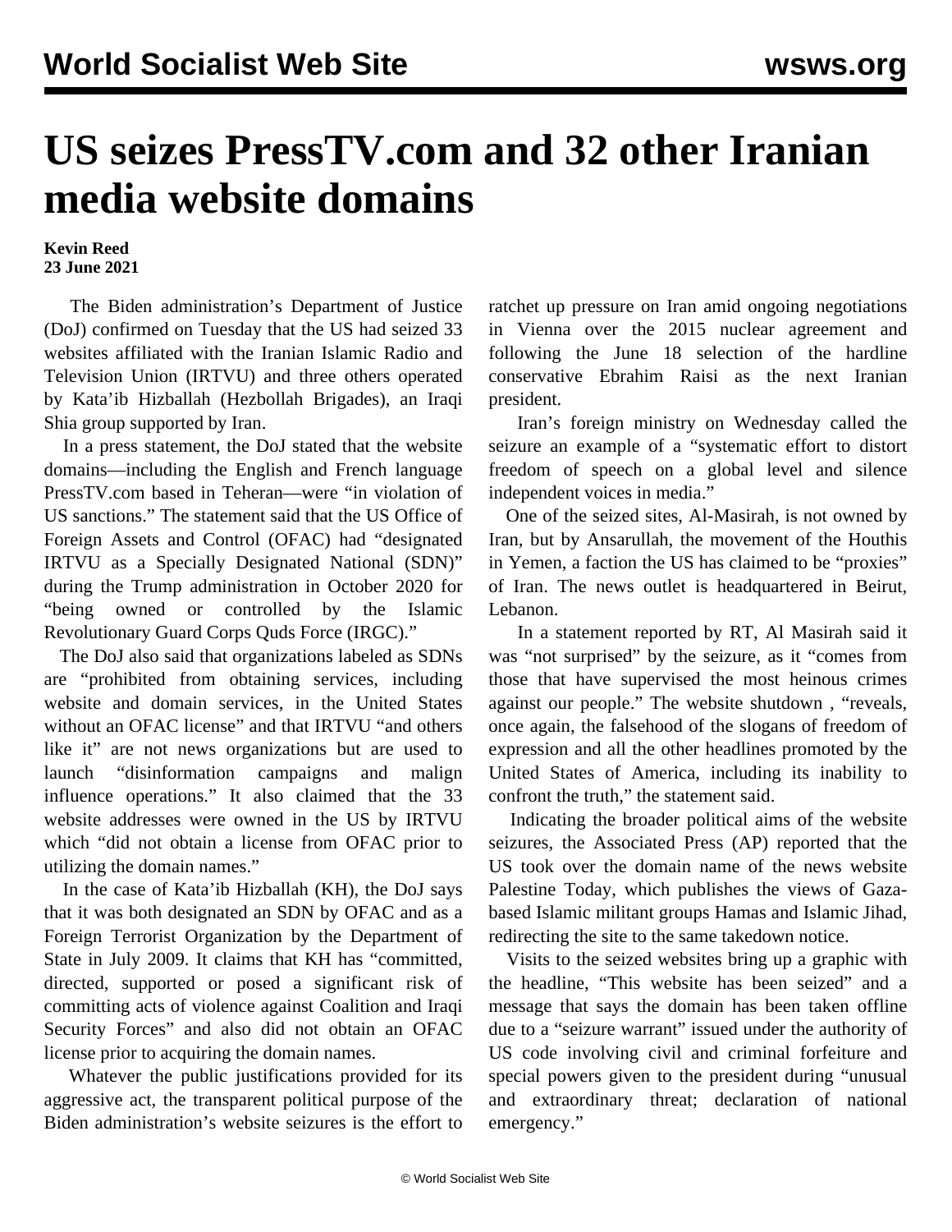# US seizes PressTV.com and 32 other Iranian media website domains

**Kevin Reed**
**23 June 2021**

The Biden administration's Department of Justice (DoJ) confirmed on Tuesday that the US had seized 33 websites affiliated with the Iranian Islamic Radio and Television Union (IRTVU) and three others operated by Kata'ib Hizballah (Hezbollah Brigades), an Iraqi Shia group supported by Iran.

In a press statement, the DoJ stated that the website domains—including the English and French language PressTV.com based in Teheran—were "in violation of US sanctions." The statement said that the US Office of Foreign Assets and Control (OFAC) had "designated IRTVU as a Specially Designated National (SDN)" during the Trump administration in October 2020 for "being owned or controlled by the Islamic Revolutionary Guard Corps Quds Force (IRGC)."

The DoJ also said that organizations labeled as SDNs are "prohibited from obtaining services, including website and domain services, in the United States without an OFAC license" and that IRTVU "and others like it" are not news organizations but are used to launch "disinformation campaigns and malign influence operations." It also claimed that the 33 website addresses were owned in the US by IRTVU which "did not obtain a license from OFAC prior to utilizing the domain names."

In the case of Kata'ib Hizballah (KH), the DoJ says that it was both designated an SDN by OFAC and as a Foreign Terrorist Organization by the Department of State in July 2009. It claims that KH has "committed, directed, supported or posed a significant risk of committing acts of violence against Coalition and Iraqi Security Forces" and also did not obtain an OFAC license prior to acquiring the domain names.

Whatever the public justifications provided for its aggressive act, the transparent political purpose of the Biden administration's website seizures is the effort to ratchet up pressure on Iran amid ongoing negotiations in Vienna over the 2015 nuclear agreement and following the June 18 selection of the hardline conservative Ebrahim Raisi as the next Iranian president.

Iran's foreign ministry on Wednesday called the seizure an example of a "systematic effort to distort freedom of speech on a global level and silence independent voices in media."

One of the seized sites, Al-Masirah, is not owned by Iran, but by Ansarullah, the movement of the Houthis in Yemen, a faction the US has claimed to be "proxies" of Iran. The news outlet is headquartered in Beirut, Lebanon.

In a statement reported by RT, Al Masirah said it was "not surprised" by the seizure, as it "comes from those that have supervised the most heinous crimes against our people." The website shutdown , "reveals, once again, the falsehood of the slogans of freedom of expression and all the other headlines promoted by the United States of America, including its inability to confront the truth," the statement said.

Indicating the broader political aims of the website seizures, the Associated Press (AP) reported that the US took over the domain name of the news website Palestine Today, which publishes the views of Gaza-based Islamic militant groups Hamas and Islamic Jihad, redirecting the site to the same takedown notice.

Visits to the seized websites bring up a graphic with the headline, "This website has been seized" and a message that says the domain has been taken offline due to a "seizure warrant" issued under the authority of US code involving civil and criminal forfeiture and special powers given to the president during "unusual and extraordinary threat; declaration of national emergency."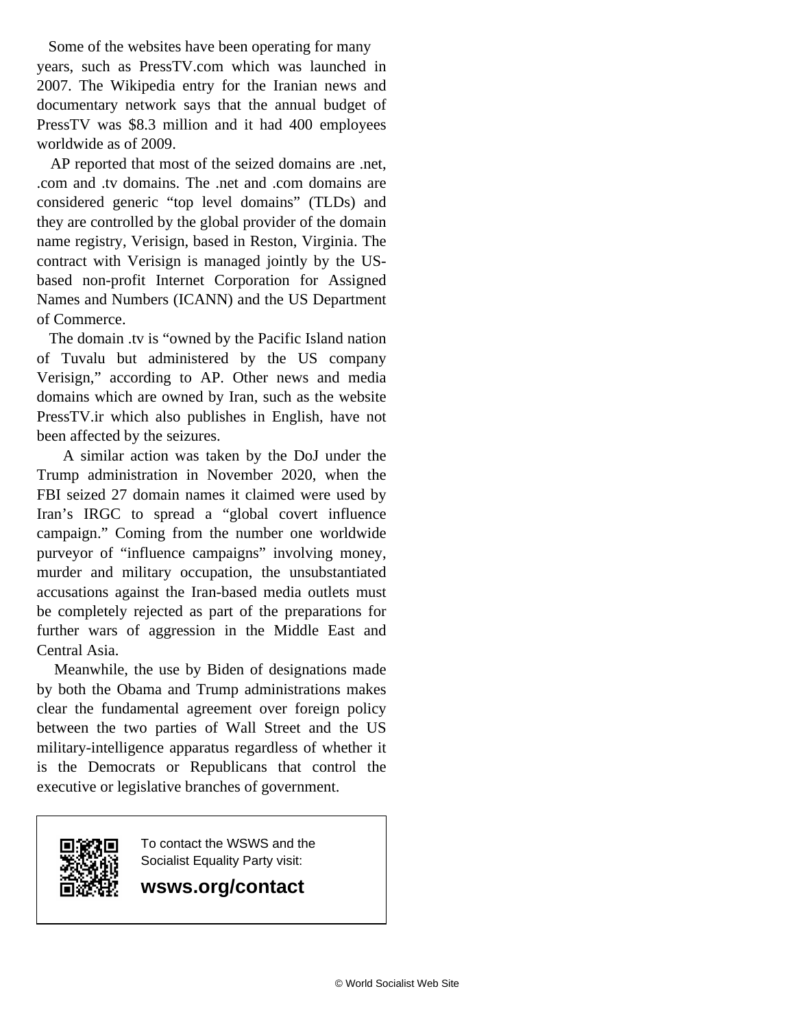Some of the websites have been operating for many years, such as PressTV.com which was launched in 2007. The Wikipedia entry for the Iranian news and documentary network says that the annual budget of PressTV was $8.3 million and it had 400 employees worldwide as of 2009.

AP reported that most of the seized domains are .net, .com and .tv domains. The .net and .com domains are considered generic "top level domains" (TLDs) and they are controlled by the global provider of the domain name registry, Verisign, based in Reston, Virginia. The contract with Verisign is managed jointly by the US-based non-profit Internet Corporation for Assigned Names and Numbers (ICANN) and the US Department of Commerce.

The domain .tv is "owned by the Pacific Island nation of Tuvalu but administered by the US company Verisign," according to AP. Other news and media domains which are owned by Iran, such as the website PressTV.ir which also publishes in English, have not been affected by the seizures.

A similar action was taken by the DoJ under the Trump administration in November 2020, when the FBI seized 27 domain names it claimed were used by Iran's IRGC to spread a "global covert influence campaign." Coming from the number one worldwide purveyor of "influence campaigns" involving money, murder and military occupation, the unsubstantiated accusations against the Iran-based media outlets must be completely rejected as part of the preparations for further wars of aggression in the Middle East and Central Asia.

Meanwhile, the use by Biden of designations made by both the Obama and Trump administrations makes clear the fundamental agreement over foreign policy between the two parties of Wall Street and the US military-intelligence apparatus regardless of whether it is the Democrats or Republicans that control the executive or legislative branches of government.

To contact the WSWS and the Socialist Equality Party visit:

**wsws.org/contact**

© World Socialist Web Site